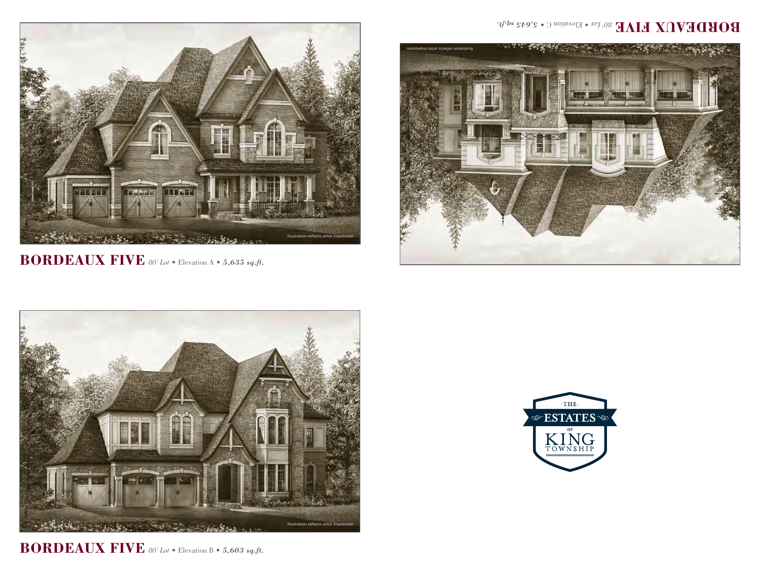Illustration reflects artist impression.

**BORDEAUX FIVE** *80' Lot* • Elevation A • ***5,635 sq.ft.***

Illustration reflects artist impression.

**BORDEAUX FIVE** *80' Lot* • Elevation C • ***5,645 sq.ft.***

Illustration reflects artist impression.

**BORDEAUX FIVE** *80' Lot* • Elevation B • ***5,603 sq.ft.***

THE ESTATES OF KING TOWNSHIP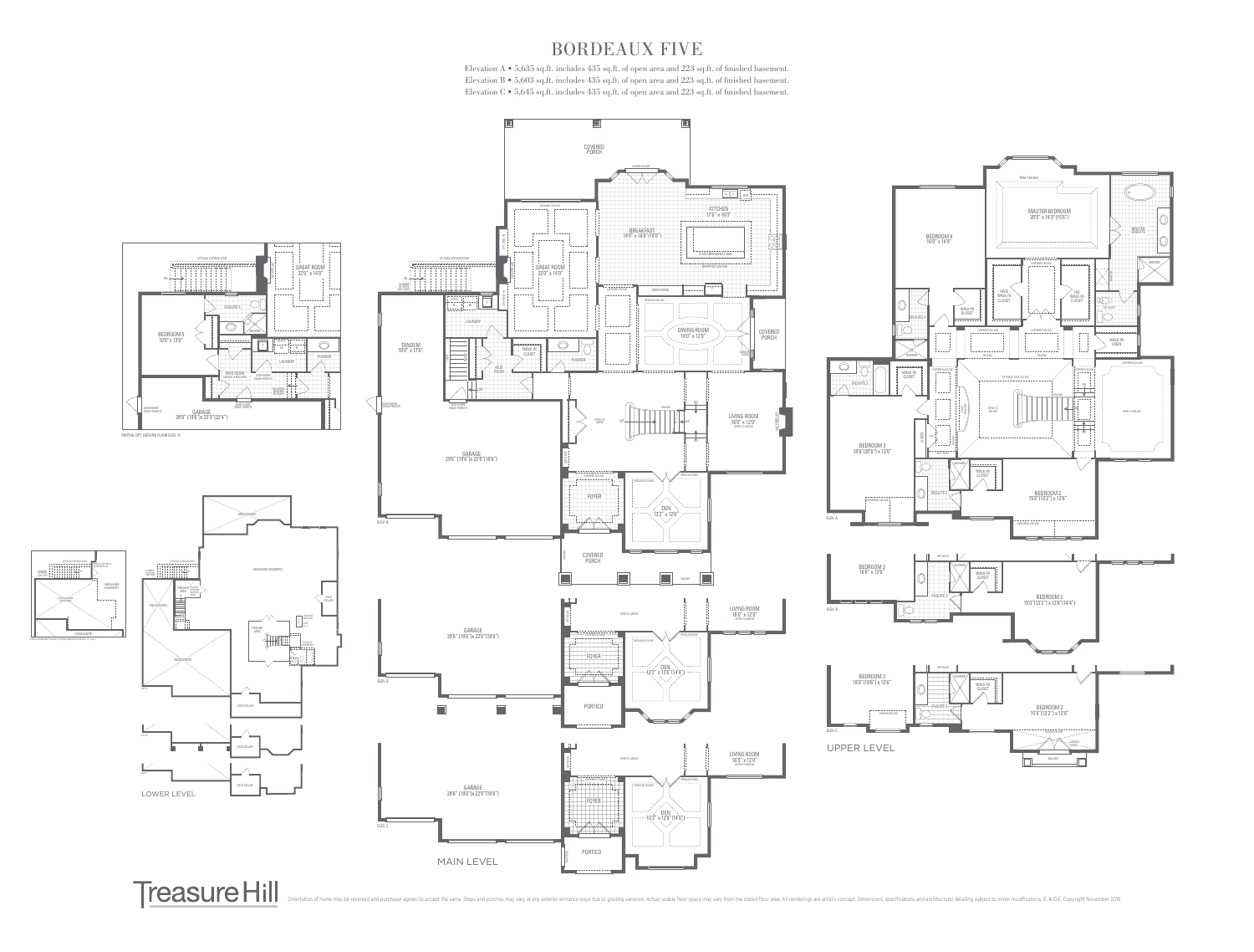# BORDEAUX FIVE

Elevation A • 5,635 sq.ft. includes 435 sq.ft. of open area and 223 sq.ft. of finished basement.
Elevation B • 5,603 sq.ft. includes 435 sq.ft. of open area and 223 sq.ft. of finished basement.
Elevation C • 5,645 sq.ft. includes 435 sq.ft. of open area and 223 sq.ft. of finished basement.

COVERED PORCH

KITCHEN
17'6" x 16'0"

BREAKFAST
14'0" x 16'6"(18'0")

GREAT ROOM
22'0" x 14'0"

DINING ROOM
18'0" x 12'0"

COVERED PORCH

TANDEM
10'0" x 17'6"

LAUNDRY

MUD ROOM

WALK-IN CLOSET

POWDER

LIVING ROOM
16'0" x 12'0"

GARAGE
29'6" (19'6")x 22'0"(18'6")

FOYER

DEN
13'2" x 12'6"

COVERED PORCH

LIVING ROOM
16'0" x 12'0"

GARAGE
29'6" (19'6")x 22'0"(18'6")

FOYER

DEN
13'2" x 12'6"(14'4")

PORTICO

LIVING ROOM
16'0" x 12'0"

GARAGE
29'6" (19'6")x 22'0"(18'6")

FOYER

DEN
13'2" x 12'6"(14'6")

PORTICO

MAIN LEVEL

GREAT ROOM
22'0" x 14'0"

ENSUITE 5

BEDROOM 5
10'0" x 13'0"

LAUNDRY

POWDER

MUD ROOM

GARAGE
29'6" (19'6")x 22'0"(22'4")

PARTIAL OPT. GROUND FLOOR ELEV. 'A'

UNFINISHED BASEMENT

COLD CELLAR

COLD CELLAR

COLD CELLAR

LOWER LEVEL

MASTER BEDROOM
20'0" x 14'0"(15'6")

MASTER ENSUITE

BEDROOM 4
16'0" x 14'8"

HERS WALK-IN CLOSET

HIS WALK-IN CLOSET

WALK-IN CLOSET

ENSUITE 4

WALK-IN LINEN

ENSUITE 3

WALK-IN CLOSET

BEDROOM 3
18'6"(20'6") x 13'6"

OPEN TO BELOW

WALK-IN CLOSET

ENSUITE 2

BEDROOM 2
15'0"(13'2") x 12'6"

BEDROOM 3
16'6" x 13'6"

WALK-IN CLOSET

ENSUITE 2

BEDROOM 2
15'0"(13'2") x 12'6"(14'4")

BEDROOM 3
18'6"(19'6") x 13'6"

WALK-IN CLOSET

ENSUITE 2

BEDROOM 2
15'0"(13'2") x 12'6"

UPPER LEVEL

Treasure Hill

Orientation of home may be reversed and purchaser agrees to accept the same. Steps and porches may vary at any exterior entrance ways due to grading variance. Actual usable floor space may vary from the stated floor area. All renderings are artist's concept. Dimensions, specifications and architectural detailing subject to minor modifications. E. & O.E. Copyright November 2016